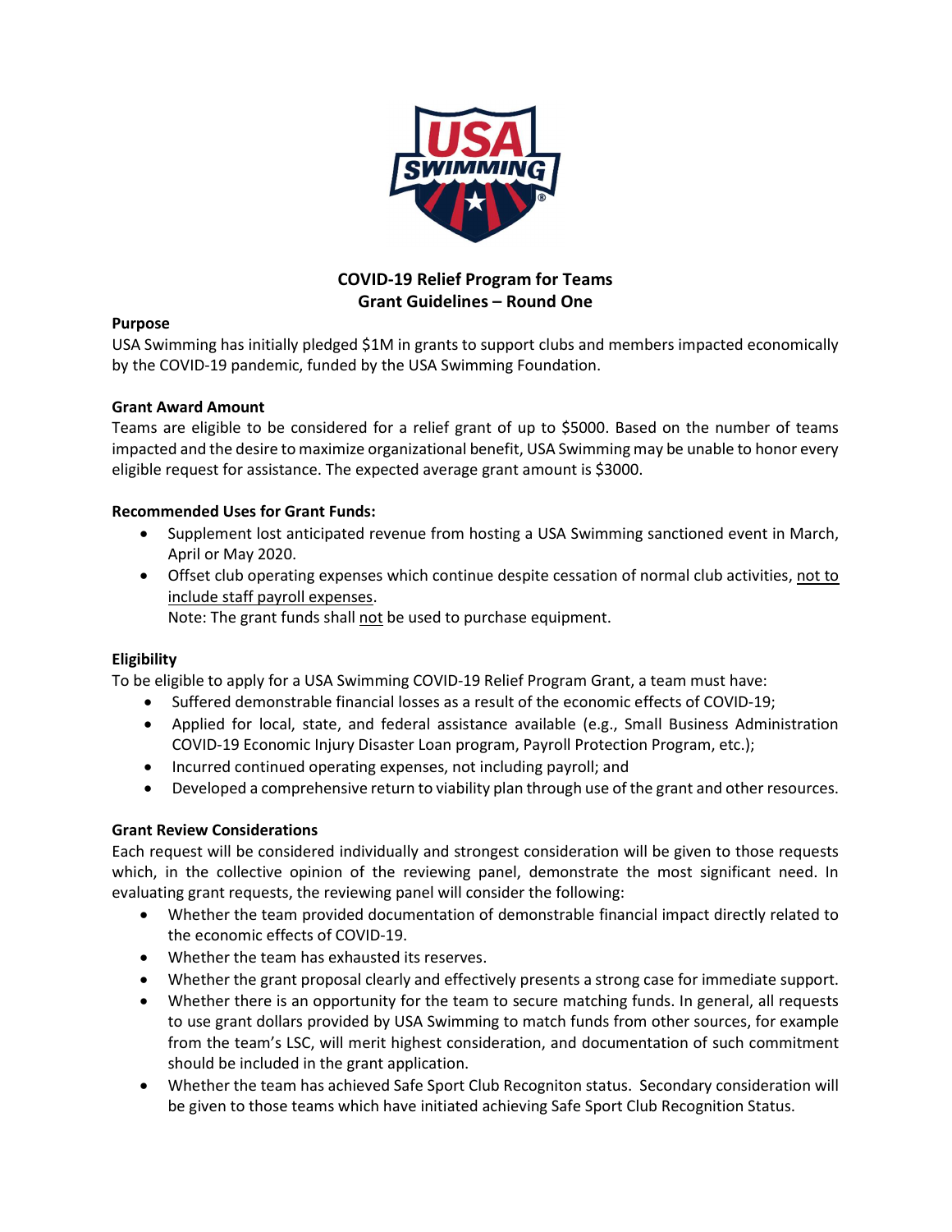# COVID-19 Relief Program for Teams
## Grant Guidelines – Round One

**Purpose**

USA Swimming has initially pledged $1M in grants to support clubs and members impacted economically by the COVID-19 pandemic, funded by the USA Swimming Foundation.

**Grant Award Amount**

Teams are eligible to be considered for a relief grant of up to $5000. Based on the number of teams impacted and the desire to maximize organizational benefit, USA Swimming may be unable to honor every eligible request for assistance. The expected average grant amount is $3000.

**Recommended Uses for Grant Funds:**

- Supplement lost anticipated revenue from hosting a USA Swimming sanctioned event in March, April or May 2020.
- Offset club operating expenses which continue despite cessation of normal club activities, <u>not to include staff payroll expenses</u>.
  Note: The grant funds shall <u>not</u> be used to purchase equipment.

**Eligibility**

To be eligible to apply for a USA Swimming COVID-19 Relief Program Grant, a team must have:

- Suffered demonstrable financial losses as a result of the economic effects of COVID-19;
- Applied for local, state, and federal assistance available (e.g., Small Business Administration COVID-19 Economic Injury Disaster Loan program, Payroll Protection Program, etc.);
- Incurred continued operating expenses, not including payroll; and
- Developed a comprehensive return to viability plan through use of the grant and other resources.

**Grant Review Considerations**

Each request will be considered individually and strongest consideration will be given to those requests which, in the collective opinion of the reviewing panel, demonstrate the most significant need. In evaluating grant requests, the reviewing panel will consider the following:

- Whether the team provided documentation of demonstrable financial impact directly related to the economic effects of COVID-19.
- Whether the team has exhausted its reserves.
- Whether the grant proposal clearly and effectively presents a strong case for immediate support.
- Whether there is an opportunity for the team to secure matching funds. In general, all requests to use grant dollars provided by USA Swimming to match funds from other sources, for example from the team's LSC, will merit highest consideration, and documentation of such commitment should be included in the grant application.
- Whether the team has achieved Safe Sport Club Recogniton status. Secondary consideration will be given to those teams which have initiated achieving Safe Sport Club Recognition Status.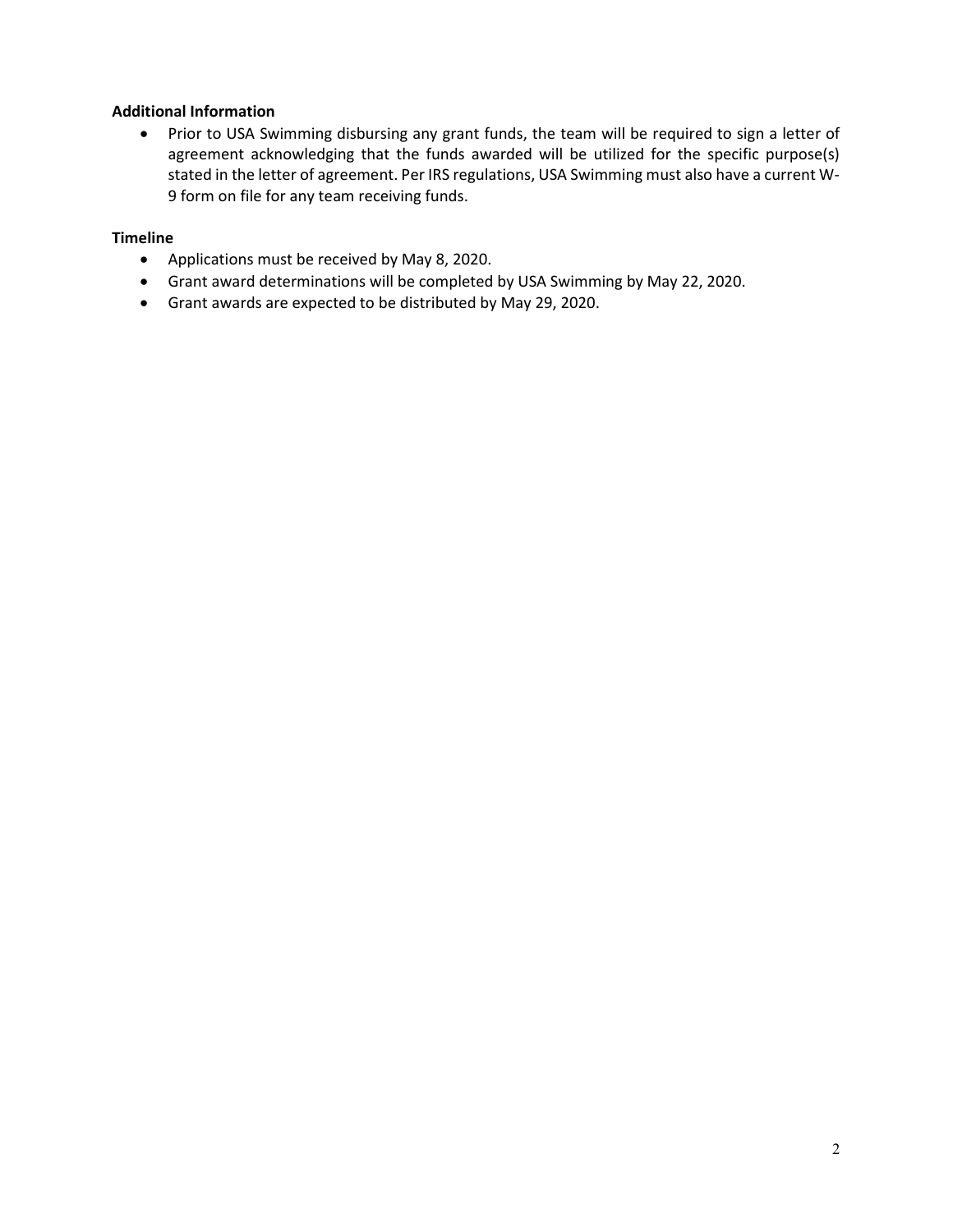**Additional Information**

- Prior to USA Swimming disbursing any grant funds, the team will be required to sign a letter of agreement acknowledging that the funds awarded will be utilized for the specific purpose(s) stated in the letter of agreement. Per IRS regulations, USA Swimming must also have a current W-9 form on file for any team receiving funds.

**Timeline**

- Applications must be received by May 8, 2020.
- Grant award determinations will be completed by USA Swimming by May 22, 2020.
- Grant awards are expected to be distributed by May 29, 2020.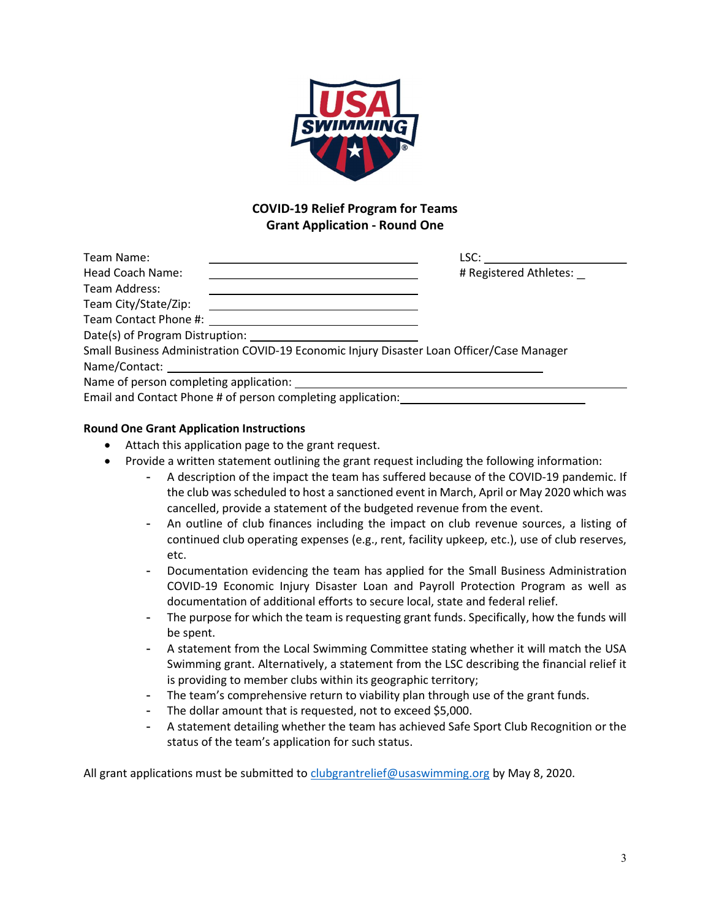## COVID-19 Relief Program for Teams
## Grant Application - Round One

Team Name: ______________________ LSC: ______________________

Head Coach Name: ______________________ # Registered Athletes: __

Team Address: ______________________

Team City/State/Zip: ______________________

Team Contact Phone #: ______________________

Date(s) of Program Distruption: ______________________

Small Business Administration COVID-19 Economic Injury Disaster Loan Officer/Case Manager Name/Contact: ______________________

Name of person completing application: ______________________

Email and Contact Phone # of person completing application: ______________________

**Round One Grant Application Instructions**

- Attach this application page to the grant request.
- Provide a written statement outlining the grant request including the following information:
  - A description of the impact the team has suffered because of the COVID-19 pandemic. If the club was scheduled to host a sanctioned event in March, April or May 2020 which was cancelled, provide a statement of the budgeted revenue from the event.
  - An outline of club finances including the impact on club revenue sources, a listing of continued club operating expenses (e.g., rent, facility upkeep, etc.), use of club reserves, etc.
  - Documentation evidencing the team has applied for the Small Business Administration COVID-19 Economic Injury Disaster Loan and Payroll Protection Program as well as documentation of additional efforts to secure local, state and federal relief.
  - The purpose for which the team is requesting grant funds. Specifically, how the funds will be spent.
  - A statement from the Local Swimming Committee stating whether it will match the USA Swimming grant. Alternatively, a statement from the LSC describing the financial relief it is providing to member clubs within its geographic territory;
  - The team's comprehensive return to viability plan through use of the grant funds.
  - The dollar amount that is requested, not to exceed $5,000.
  - A statement detailing whether the team has achieved Safe Sport Club Recognition or the status of the team's application for such status.

All grant applications must be submitted to clubgrantrelief@usaswimming.org by May 8, 2020.